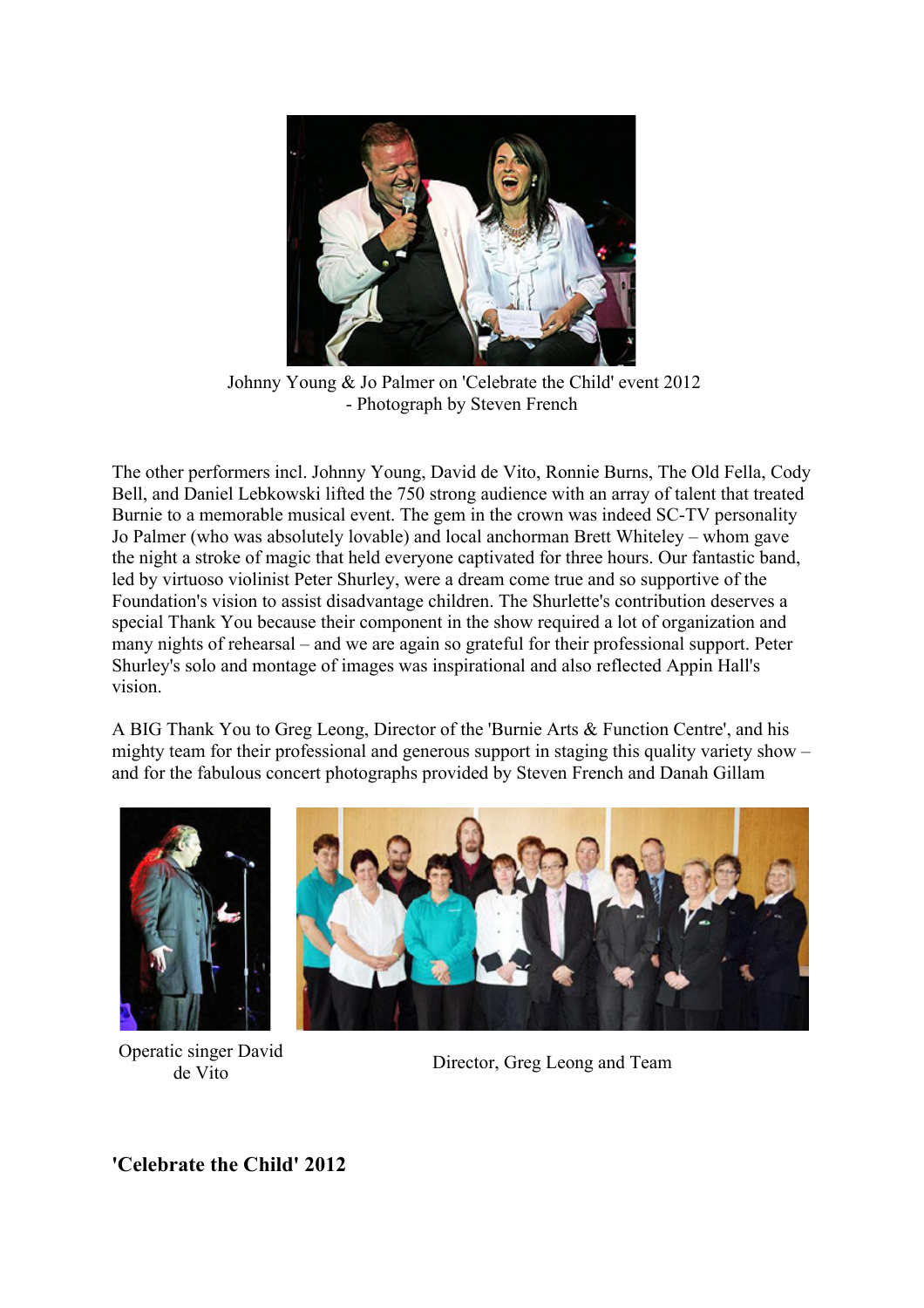Johnny Young & Jo Palmer on 'Celebrate the Child' event 2012
- Photograph by Steven French

The other performers incl. Johnny Young, David de Vito, Ronnie Burns, The Old Fella, Cody Bell, and Daniel Lebkowski lifted the 750 strong audience with an array of talent that treated Burnie to a memorable musical event. The gem in the crown was indeed SC-TV personality Jo Palmer (who was absolutely lovable) and local anchorman Brett Whiteley – whom gave the night a stroke of magic that held everyone captivated for three hours. Our fantastic band, led by virtuoso violinist Peter Shurley, were a dream come true and so supportive of the Foundation's vision to assist disadvantage children. The Shurlette's contribution deserves a special Thank You because their component in the show required a lot of organization and many nights of rehearsal – and we are again so grateful for their professional support. Peter Shurley's solo and montage of images was inspirational and also reflected Appin Hall's vision.

A BIG Thank You to Greg Leong, Director of the 'Burnie Arts & Function Centre', and his mighty team for their professional and generous support in staging this quality variety show – and for the fabulous concert photographs provided by Steven French and Danah Gillam

Operatic singer David de Vito

Director, Greg Leong and Team

**'Celebrate the Child' 2012**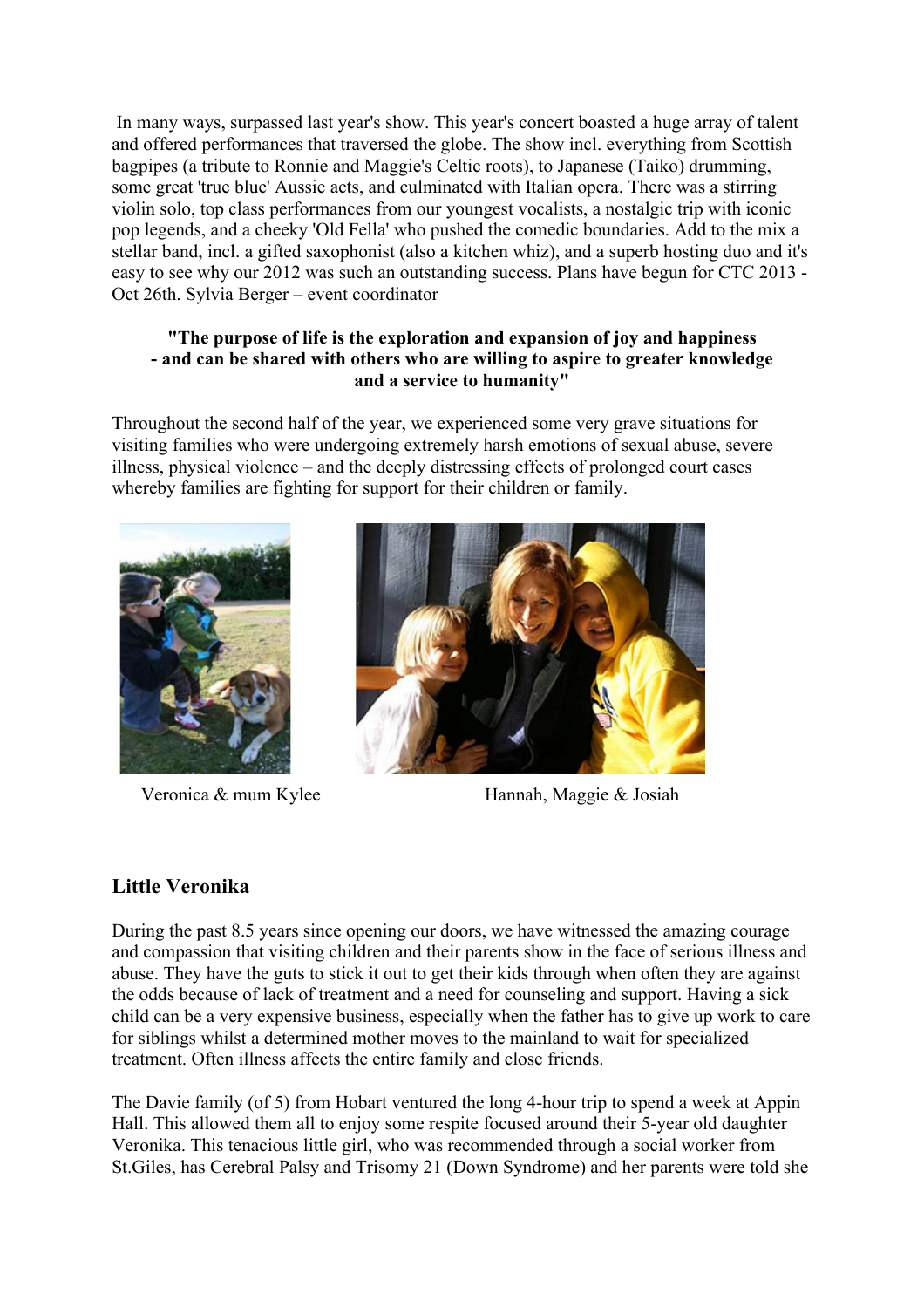In many ways, surpassed last year's show. This year's concert boasted a huge array of talent and offered performances that traversed the globe. The show incl. everything from Scottish bagpipes (a tribute to Ronnie and Maggie's Celtic roots), to Japanese (Taiko) drumming, some great 'true blue' Aussie acts, and culminated with Italian opera. There was a stirring violin solo, top class performances from our youngest vocalists, a nostalgic trip with iconic pop legends, and a cheeky 'Old Fella' who pushed the comedic boundaries. Add to the mix a stellar band, incl. a gifted saxophonist (also a kitchen whiz), and a superb hosting duo and it's easy to see why our 2012 was such an outstanding success. Plans have begun for CTC 2013 - Oct 26th. Sylvia Berger – event coordinator

**"The purpose of life is the exploration and expansion of joy and happiness - and can be shared with others who are willing to aspire to greater knowledge and a service to humanity"**

Throughout the second half of the year, we experienced some very grave situations for visiting families who were undergoing extremely harsh emotions of sexual abuse, severe illness, physical violence – and the deeply distressing effects of prolonged court cases whereby families are fighting for support for their children or family.

Veronica & mum Kylee

Hannah, Maggie & Josiah

## Little Veronika

During the past 8.5 years since opening our doors, we have witnessed the amazing courage and compassion that visiting children and their parents show in the face of serious illness and abuse. They have the guts to stick it out to get their kids through when often they are against the odds because of lack of treatment and a need for counseling and support. Having a sick child can be a very expensive business, especially when the father has to give up work to care for siblings whilst a determined mother moves to the mainland to wait for specialized treatment. Often illness affects the entire family and close friends.

The Davie family (of 5) from Hobart ventured the long 4-hour trip to spend a week at Appin Hall. This allowed them all to enjoy some respite focused around their 5-year old daughter Veronika. This tenacious little girl, who was recommended through a social worker from St.Giles, has Cerebral Palsy and Trisomy 21 (Down Syndrome) and her parents were told she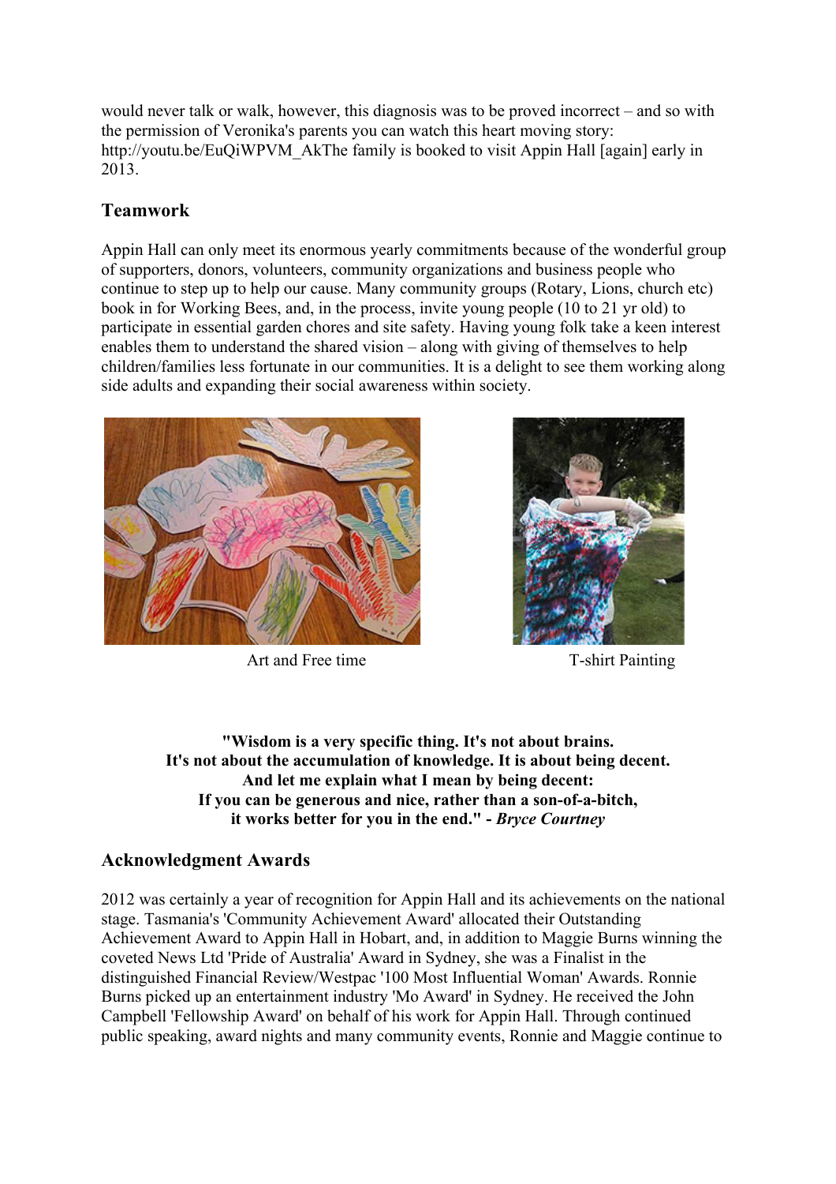would never talk or walk, however, this diagnosis was to be proved incorrect – and so with the permission of Veronika's parents you can watch this heart moving story: http://youtu.be/EuQiWPVM_AkThe family is booked to visit Appin Hall [again] early in 2013.

## Teamwork

Appin Hall can only meet its enormous yearly commitments because of the wonderful group of supporters, donors, volunteers, community organizations and business people who continue to step up to help our cause. Many community groups (Rotary, Lions, church etc) book in for Working Bees, and, in the process, invite young people (10 to 21 yr old) to participate in essential garden chores and site safety. Having young folk take a keen interest enables them to understand the shared vision – along with giving of themselves to help children/families less fortunate in our communities. It is a delight to see them working along side adults and expanding their social awareness within society.

Art and Free time

T-shirt Painting

**"Wisdom is a very specific thing. It's not about brains.**
**It's not about the accumulation of knowledge. It is about being decent.**
**And let me explain what I mean by being decent:**
**If you can be generous and nice, rather than a son-of-a-bitch,**
**it works better for you in the end." - *Bryce Courtney***

## Acknowledgment Awards

2012 was certainly a year of recognition for Appin Hall and its achievements on the national stage. Tasmania's 'Community Achievement Award' allocated their Outstanding Achievement Award to Appin Hall in Hobart, and, in addition to Maggie Burns winning the coveted News Ltd 'Pride of Australia' Award in Sydney, she was a Finalist in the distinguished Financial Review/Westpac '100 Most Influential Woman' Awards. Ronnie Burns picked up an entertainment industry 'Mo Award' in Sydney. He received the John Campbell 'Fellowship Award' on behalf of his work for Appin Hall. Through continued public speaking, award nights and many community events, Ronnie and Maggie continue to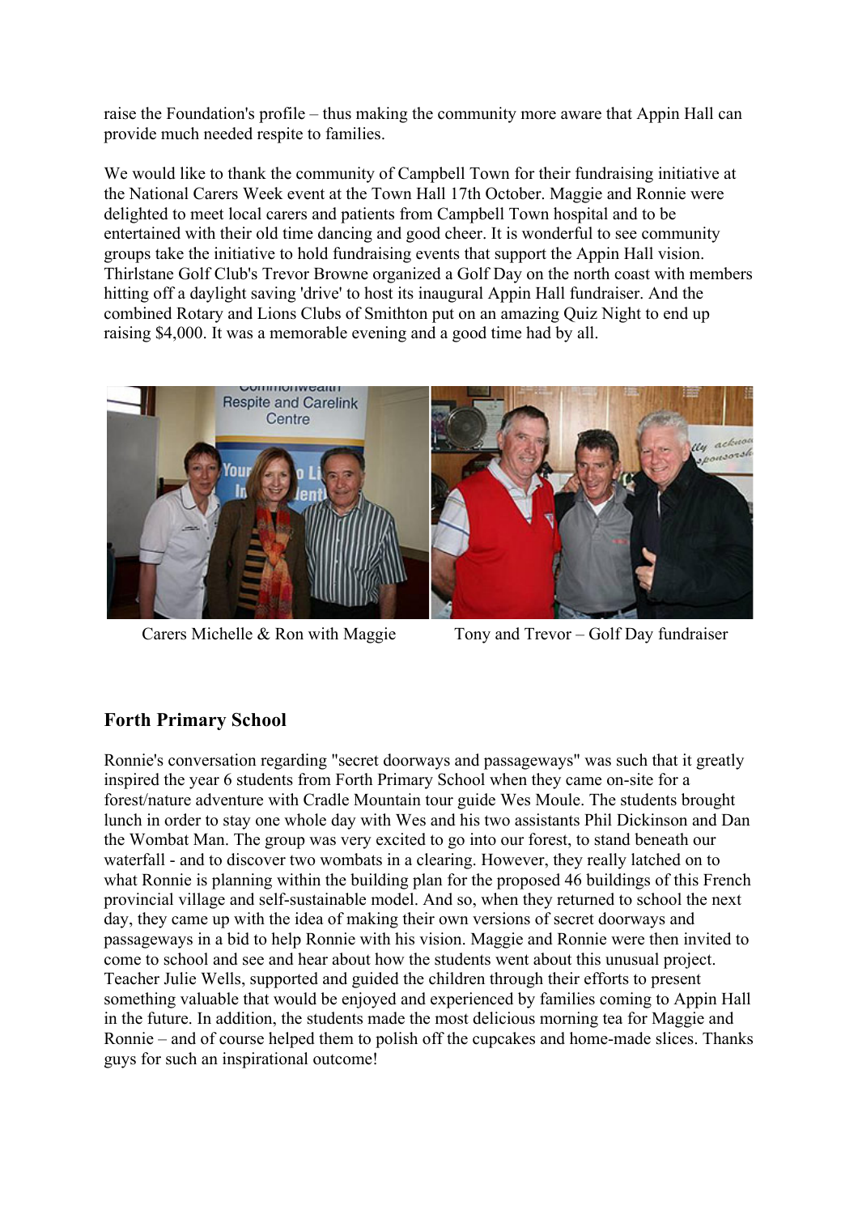raise the Foundation's profile – thus making the community more aware that Appin Hall can provide much needed respite to families.

We would like to thank the community of Campbell Town for their fundraising initiative at the National Carers Week event at the Town Hall 17th October. Maggie and Ronnie were delighted to meet local carers and patients from Campbell Town hospital and to be entertained with their old time dancing and good cheer. It is wonderful to see community groups take the initiative to hold fundraising events that support the Appin Hall vision. Thirlstane Golf Club's Trevor Browne organized a Golf Day on the north coast with members hitting off a daylight saving 'drive' to host its inaugural Appin Hall fundraiser. And the combined Rotary and Lions Clubs of Smithton put on an amazing Quiz Night to end up raising $4,000. It was a memorable evening and a good time had by all.

Carers Michelle & Ron with Maggie

Tony and Trevor – Golf Day fundraiser

## Forth Primary School

Ronnie's conversation regarding "secret doorways and passageways" was such that it greatly inspired the year 6 students from Forth Primary School when they came on-site for a forest/nature adventure with Cradle Mountain tour guide Wes Moule. The students brought lunch in order to stay one whole day with Wes and his two assistants Phil Dickinson and Dan the Wombat Man. The group was very excited to go into our forest, to stand beneath our waterfall - and to discover two wombats in a clearing. However, they really latched on to what Ronnie is planning within the building plan for the proposed 46 buildings of this French provincial village and self-sustainable model. And so, when they returned to school the next day, they came up with the idea of making their own versions of secret doorways and passageways in a bid to help Ronnie with his vision. Maggie and Ronnie were then invited to come to school and see and hear about how the students went about this unusual project. Teacher Julie Wells, supported and guided the children through their efforts to present something valuable that would be enjoyed and experienced by families coming to Appin Hall in the future. In addition, the students made the most delicious morning tea for Maggie and Ronnie – and of course helped them to polish off the cupcakes and home-made slices. Thanks guys for such an inspirational outcome!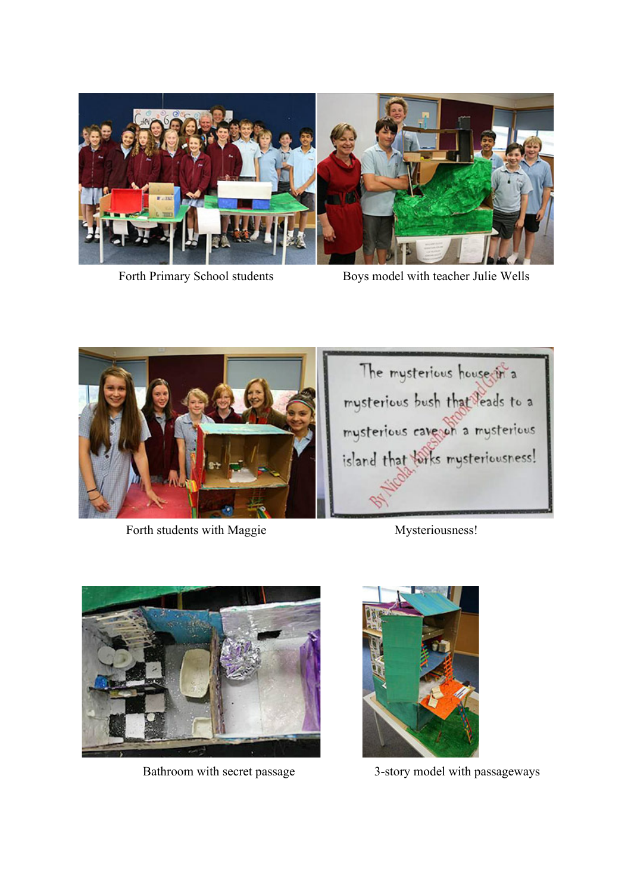Forth Primary School students

Boys model with teacher Julie Wells

Forth students with Maggie

Mysteriousness!

Bathroom with secret passage

3-story model with passageways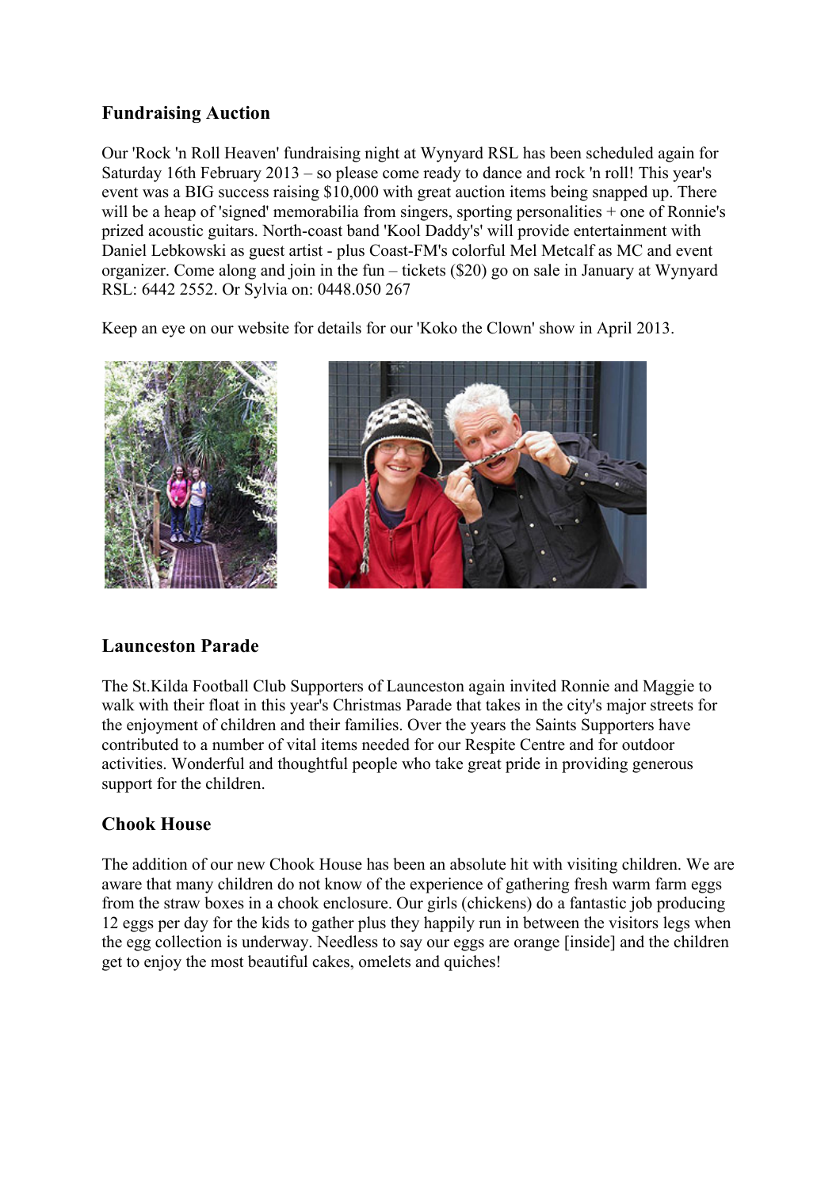## Fundraising Auction

Our 'Rock 'n Roll Heaven' fundraising night at Wynyard RSL has been scheduled again for Saturday 16th February 2013 – so please come ready to dance and rock 'n roll! This year's event was a BIG success raising $10,000 with great auction items being snapped up. There will be a heap of 'signed' memorabilia from singers, sporting personalities + one of Ronnie's prized acoustic guitars. North-coast band 'Kool Daddy's' will provide entertainment with Daniel Lebkowski as guest artist - plus Coast-FM's colorful Mel Metcalf as MC and event organizer. Come along and join in the fun – tickets ($20) go on sale in January at Wynyard RSL: 6442 2552. Or Sylvia on: 0448.050 267

Keep an eye on our website for details for our 'Koko the Clown' show in April 2013.

## Launceston Parade

The St.Kilda Football Club Supporters of Launceston again invited Ronnie and Maggie to walk with their float in this year's Christmas Parade that takes in the city's major streets for the enjoyment of children and their families. Over the years the Saints Supporters have contributed to a number of vital items needed for our Respite Centre and for outdoor activities. Wonderful and thoughtful people who take great pride in providing generous support for the children.

## Chook House

The addition of our new Chook House has been an absolute hit with visiting children. We are aware that many children do not know of the experience of gathering fresh warm farm eggs from the straw boxes in a chook enclosure. Our girls (chickens) do a fantastic job producing 12 eggs per day for the kids to gather plus they happily run in between the visitors legs when the egg collection is underway. Needless to say our eggs are orange [inside] and the children get to enjoy the most beautiful cakes, omelets and quiches!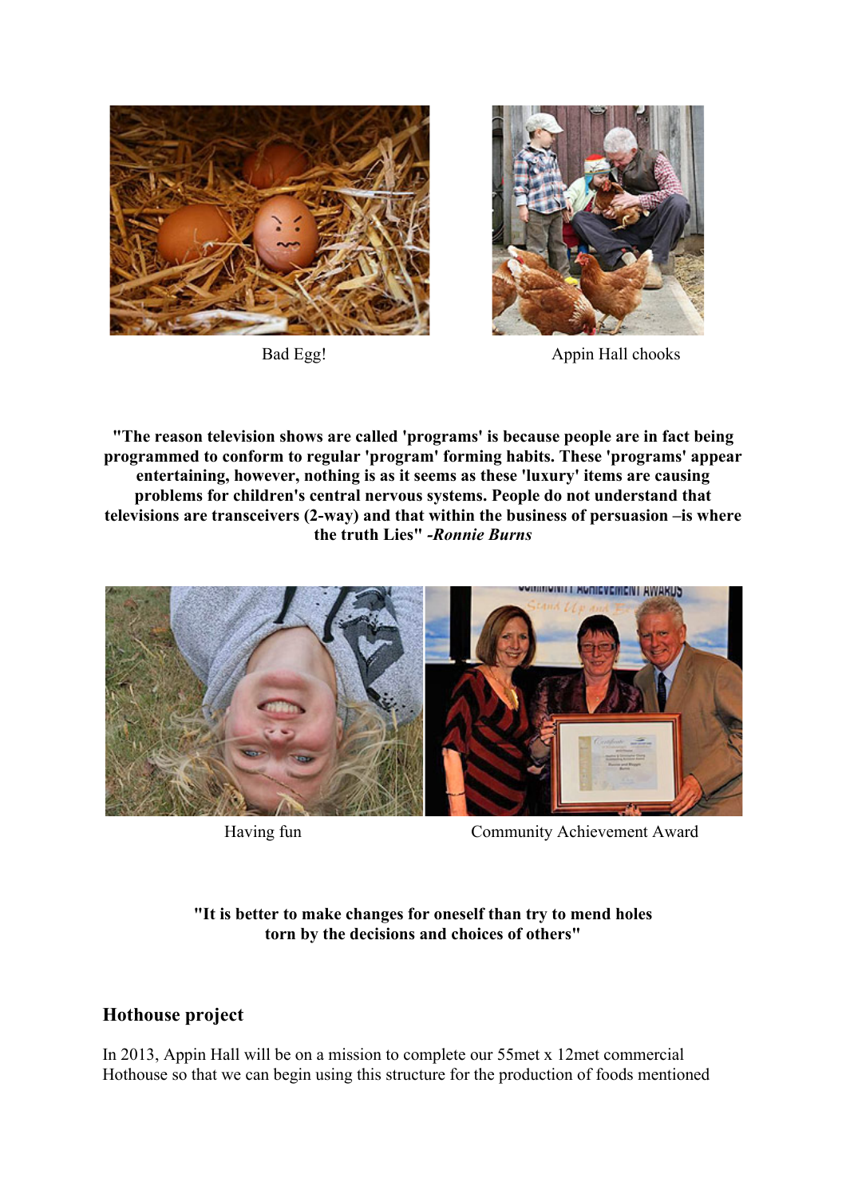Bad Egg!

Appin Hall chooks

**"The reason television shows are called 'programs' is because people are in fact being programmed to conform to regular 'program' forming habits. These 'programs' appear entertaining, however, nothing is as it seems as these 'luxury' items are causing problems for children's central nervous systems. People do not understand that televisions are transceivers (2-way) and that within the business of persuasion –is where the truth Lies" -*Ronnie Burns***

Having fun

Community Achievement Award

**"It is better to make changes for oneself than try to mend holes torn by the decisions and choices of others"**

## Hothouse project

In 2013, Appin Hall will be on a mission to complete our 55met x 12met commercial Hothouse so that we can begin using this structure for the production of foods mentioned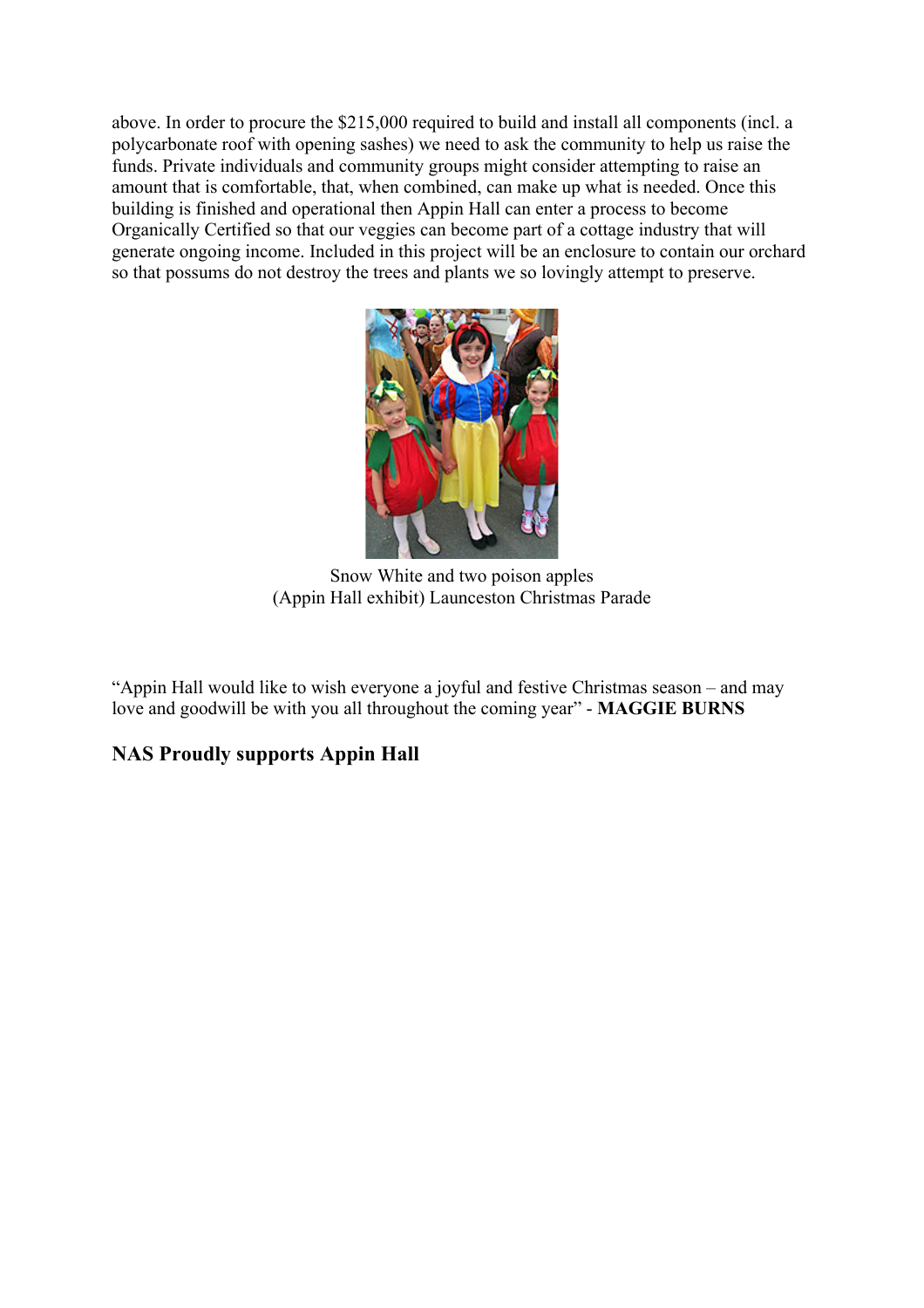above. In order to procure the $215,000 required to build and install all components (incl. a polycarbonate roof with opening sashes) we need to ask the community to help us raise the funds. Private individuals and community groups might consider attempting to raise an amount that is comfortable, that, when combined, can make up what is needed. Once this building is finished and operational then Appin Hall can enter a process to become Organically Certified so that our veggies can become part of a cottage industry that will generate ongoing income. Included in this project will be an enclosure to contain our orchard so that possums do not destroy the trees and plants we so lovingly attempt to preserve.

Snow White and two poison apples
(Appin Hall exhibit) Launceston Christmas Parade

"Appin Hall would like to wish everyone a joyful and festive Christmas season – and may love and goodwill be with you all throughout the coming year" - **MAGGIE BURNS**

### NAS Proudly supports Appin Hall